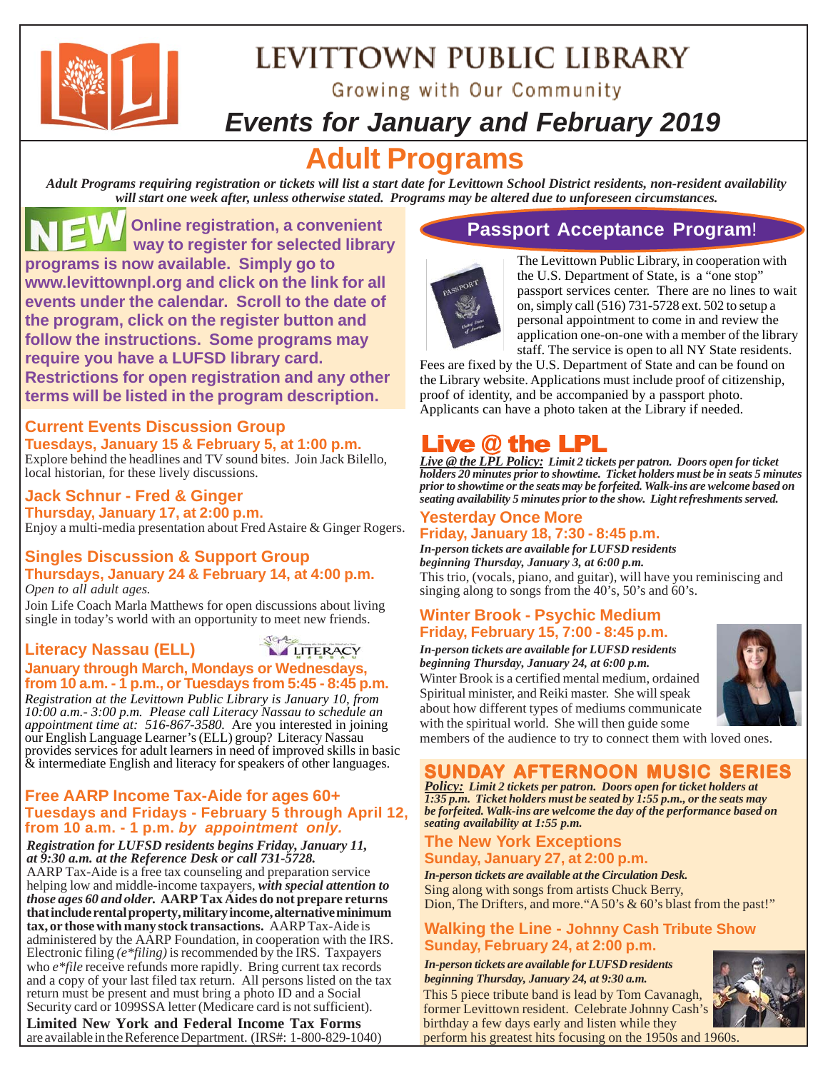# LEVITTOWN PUBLIC LIBRARY

Growing with Our Community

## Events for January and February 2019

# Adult Programs

***Adult Programs requiring registration or tickets will list a start date for Levittown School District residents, non-resident availability will start one week after, unless otherwise stated. Programs may be altered due to unforeseen circumstances.***

**NEW Online registration, a convenient way to register for selected library programs is now available. Simply go to www.levittownpl.org and click on the link for all events under the calendar. Scroll to the date of the program, click on the register button and follow the instructions. Some programs may require you have a LUFSD library card. Restrictions for open registration and any other terms will be listed in the program description.**

### Current Events Discussion Group
**Tuesdays, January 15 & February 5, at 1:00 p.m.**

Explore behind the headlines and TV sound bites. Join Jack Bilello, local historian, for these lively discussions.

### Jack Schnur - Fred & Ginger
**Thursday, January 17, at 2:00 p.m.**

Enjoy a multi-media presentation about Fred Astaire & Ginger Rogers.

### Singles Discussion & Support Group
**Thursdays, January 24 & February 14, at 4:00 p.m.**

*Open to all adult ages.*

Join Life Coach Marla Matthews for open discussions about living single in today's world with an opportunity to meet new friends.

### Literacy Nassau (ELL)
**January through March, Mondays or Wednesdays, from 10 a.m. - 1 p.m., or Tuesdays from 5:45 - 8:45 p.m.**

*Registration at the Levittown Public Library is January 10, from 10:00 a.m.- 3:00 p.m. Please call Literacy Nassau to schedule an appointment time at: 516-867-3580.* Are you interested in joining our English Language Learner's (ELL) group? Literacy Nassau provides services for adult learners in need of improved skills in basic & intermediate English and literacy for speakers of other languages.

### Free AARP Income Tax-Aide for ages 60+
**Tuesdays and Fridays - February 5 through April 12, from 10 a.m. - 1 p.m. *by appointment only.***

***Registration for LUFSD residents begins Friday, January 11, at 9:30 a.m. at the Reference Desk or call 731-5728.***

AARP Tax-Aide is a free tax counseling and preparation service helping low and middle-income taxpayers, ***with special attention to those ages 60 and older.*** **AARP Tax Aides do not prepare returns that include rental property, military income, alternative minimum tax, or those with many stock transactions.** AARP Tax-Aide is administered by the AARP Foundation, in cooperation with the IRS. Electronic filing *(e\*filing)* is recommended by the IRS. Taxpayers who *e\*file* receive refunds more rapidly. Bring current tax records and a copy of your last filed tax return. All persons listed on the tax return must be present and must bring a photo ID and a Social Security card or 1099SSA letter (Medicare card is not sufficient).

**Limited New York and Federal Income Tax Forms** are available in the Reference Department. (IRS#: 1-800-829-1040)

## Passport Acceptance Program!

The Levittown Public Library, in cooperation with the U.S. Department of State, is a "one stop" passport services center. There are no lines to wait on, simply call (516) 731-5728 ext. 502 to setup a personal appointment to come in and review the application one-on-one with a member of the library staff. The service is open to all NY State residents. Fees are fixed by the U.S. Department of State and can be found on the Library website. Applications must include proof of citizenship, proof of identity, and be accompanied by a passport photo. Applicants can have a photo taken at the Library if needed.

## Live @ the LPL

***Live @ the LPL Policy:* Limit 2 tickets per patron. Doors open for ticket holders 20 minutes prior to showtime. Ticket holders must be in seats 5 minutes prior to showtime or the seats may be forfeited. Walk-ins are welcome based on seating availability 5 minutes prior to the show. Light refreshments served.**

### Yesterday Once More
**Friday, January 18, 7:30 - 8:45 p.m.**

***In-person tickets are available for LUFSD residents beginning Thursday, January 3, at 6:00 p.m.***

This trio, (vocals, piano, and guitar), will have you reminiscing and singing along to songs from the 40's, 50's and 60's.

### Winter Brook - Psychic Medium
**Friday, February 15, 7:00 - 8:45 p.m.**

***In-person tickets are available for LUFSD residents beginning Thursday, January 24, at 6:00 p.m.***

Winter Brook is a certified mental medium, ordained Spiritual minister, and Reiki master. She will speak about how different types of mediums communicate with the spiritual world. She will then guide some members of the audience to try to connect them with loved ones.

## SUNDAY AFTERNOON MUSIC SERIES

***Policy:* Limit 2 tickets per patron. Doors open for ticket holders at 1:35 p.m. Ticket holders must be seated by 1:55 p.m., or the seats may be forfeited. Walk-ins are welcome the day of the performance based on seating availability at 1:55 p.m.**

### The New York Exceptions
**Sunday, January 27, at 2:00 p.m.**

***In-person tickets are available at the Circulation Desk.***

Sing along with songs from artists Chuck Berry, Dion, The Drifters, and more."A 50's & 60's blast from the past!"

### Walking the Line - Johnny Cash Tribute Show
**Sunday, February 24, at 2:00 p.m.**

***In-person tickets are available for LUFSD residents beginning Thursday, January 24, at 9:30 a.m.***

This 5 piece tribute band is lead by Tom Cavanagh, former Levittown resident. Celebrate Johnny Cash's birthday a few days early and listen while they perform his greatest hits focusing on the 1950s and 1960s.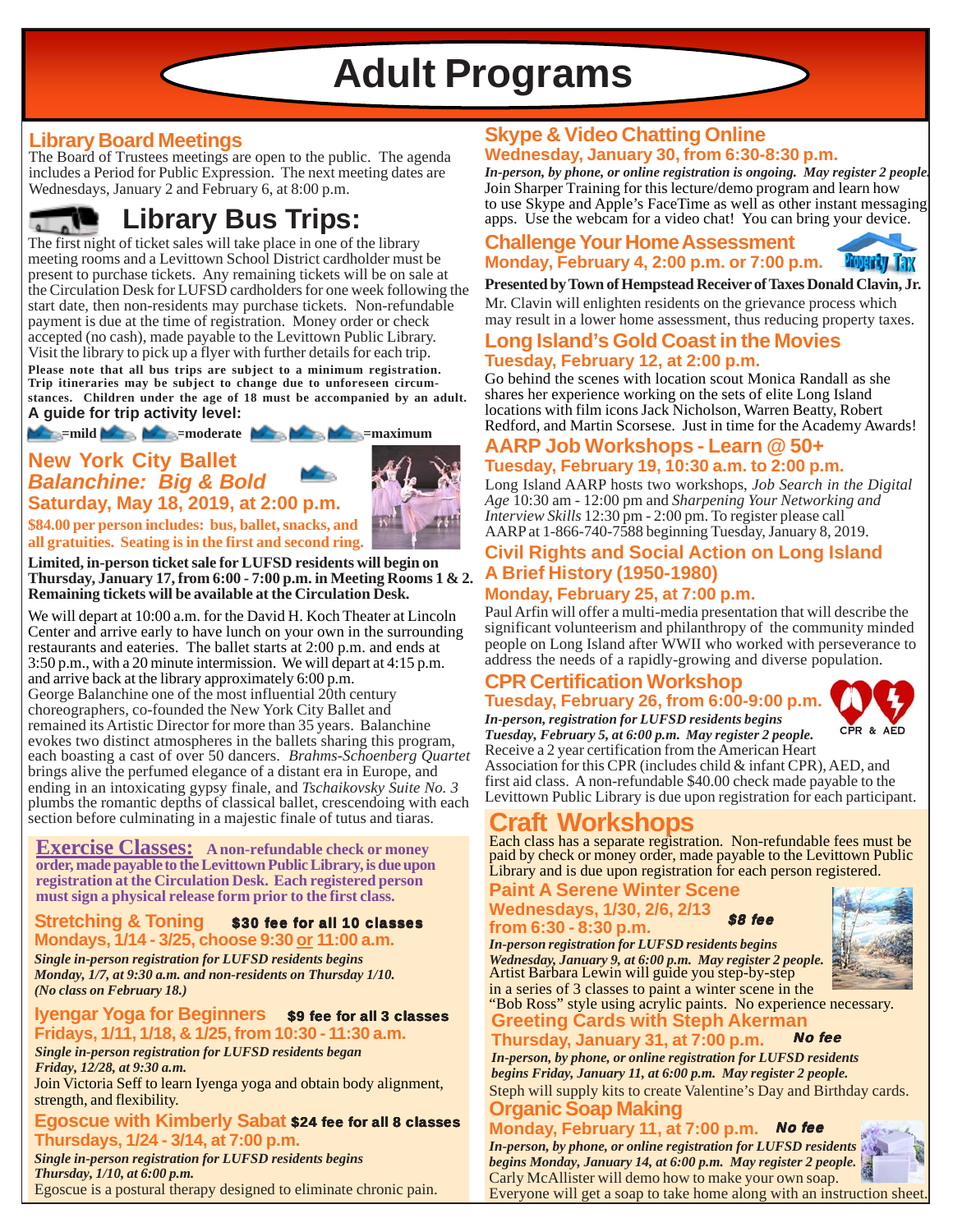# Adult Programs

## Library Board Meetings

The Board of Trustees meetings are open to the public. The agenda includes a Period for Public Expression. The next meeting dates are Wednesdays, January 2 and February 6, at 8:00 p.m.

## Library Bus Trips:

The first night of ticket sales will take place in one of the library meeting rooms and a Levittown School District cardholder must be present to purchase tickets. Any remaining tickets will be on sale at the Circulation Desk for LUFSD cardholders for one week following the start date, then non-residents may purchase tickets. Non-refundable payment is due at the time of registration. Money order or check accepted (no cash), made payable to the Levittown Public Library. Visit the library to pick up a flyer with further details for each trip.

**Please note that all bus trips are subject to a minimum registration. Trip itineraries may be subject to change due to unforeseen circumstances. Children under the age of 18 must be accompanied by an adult.**

**A guide for trip activity level:**

=mild =moderate =maximum

### New York City Ballet *Balanchine: Big & Bold*
### Saturday, May 18, 2019, at 2:00 p.m.

**$84.00 per person includes: bus, ballet, snacks, and all gratuities. Seating is in the first and second ring.**

**Limited, in-person ticket sale for LUFSD residents will begin on Thursday, January 17, from 6:00 - 7:00 p.m. in Meeting Rooms 1 & 2. Remaining tickets will be available at the Circulation Desk.**

We will depart at 10:00 a.m. for the David H. Koch Theater at Lincoln Center and arrive early to have lunch on your own in the surrounding restaurants and eateries. The ballet starts at 2:00 p.m. and ends at 3:50 p.m., with a 20 minute intermission. We will depart at 4:15 p.m. and arrive back at the library approximately 6:00 p.m.

George Balanchine one of the most influential 20th century choreographers, co-founded the New York City Ballet and remained its Artistic Director for more than 35 years. Balanchine evokes two distinct atmospheres in the ballets sharing this program, each boasting a cast of over 50 dancers. *Brahms-Schoenberg Quartet* brings alive the perfumed elegance of a distant era in Europe, and ending in an intoxicating gypsy finale, and *Tschaikovsky Suite No. 3* plumbs the romantic depths of classical ballet, crescendoing with each section before culminating in a majestic finale of tutus and tiaras.

## Exercise Classes:

**A non-refundable check or money order, made payable to the Levittown Public Library, is due upon registration at the Circulation Desk. Each registered person must sign a physical release form prior to the first class.**

### Stretching & Toning — $30 fee for all 10 classes
### Mondays, 1/14 - 3/25, choose 9:30 or 11:00 a.m.

***Single in-person registration for LUFSD residents begins Monday, 1/7, at 9:30 a.m. and non-residents on Thursday 1/10. (No class on February 18.)***

### Iyengar Yoga for Beginners — $9 fee for all 3 classes
### Fridays, 1/11, 1/18, & 1/25, from 10:30 - 11:30 a.m.

***Single in-person registration for LUFSD residents began Friday, 12/28, at 9:30 a.m.***

Join Victoria Seff to learn Iyenga yoga and obtain body alignment, strength, and flexibility.

### Egoscue with Kimberly Sabat — $24 fee for all 8 classes
### Thursdays, 1/24 - 3/14, at 7:00 p.m.

***Single in-person registration for LUFSD residents begins Thursday, 1/10, at 6:00 p.m.***

Egoscue is a postural therapy designed to eliminate chronic pain.

## Skype & Video Chatting Online
### Wednesday, January 30, from 6:30-8:30 p.m.

***In-person, by phone, or online registration is ongoing. May register 2 people.***

Join Sharper Training for this lecture/demo program and learn how to use Skype and Apple's FaceTime as well as other instant messaging apps. Use the webcam for a video chat! You can bring your device.

## Challenge Your Home Assessment
### Monday, February 4, 2:00 p.m. or 7:00 p.m.

**Presented by Town of Hempstead Receiver of Taxes Donald Clavin, Jr.**

Mr. Clavin will enlighten residents on the grievance process which may result in a lower home assessment, thus reducing property taxes.

## Long Island's Gold Coast in the Movies
### Tuesday, February 12, at 2:00 p.m.

Go behind the scenes with location scout Monica Randall as she shares her experience working on the sets of elite Long Island locations with film icons Jack Nicholson, Warren Beatty, Robert Redford, and Martin Scorsese. Just in time for the Academy Awards!

## AARP Job Workshops - Learn @ 50+
### Tuesday, February 19, 10:30 a.m. to 2:00 p.m.

Long Island AARP hosts two workshops, *Job Search in the Digital Age* 10:30 am - 12:00 pm and *Sharpening Your Networking and Interview Skills* 12:30 pm - 2:00 pm. To register please call AARP at 1-866-740-7588 beginning Tuesday, January 8, 2019.

## Civil Rights and Social Action on Long Island A Brief History (1950-1980)
### Monday, February 25, at 7:00 p.m.

Paul Arfin will offer a multi-media presentation that will describe the significant volunteerism and philanthropy of the community minded people on Long Island after WWII who worked with perseverance to address the needs of a rapidly-growing and diverse population.

## CPR Certification Workshop
### Tuesday, February 26, from 6:00-9:00 p.m.

***In-person, registration for LUFSD residents begins Tuesday, February 5, at 6:00 p.m. May register 2 people.***

Receive a 2 year certification from the American Heart Association for this CPR (includes child & infant CPR), AED, and first aid class. A non-refundable $40.00 check made payable to the Levittown Public Library is due upon registration for each participant.

## Craft Workshops

Each class has a separate registration. Non-refundable fees must be paid by check or money order, made payable to the Levittown Public Library and is due upon registration for each person registered.

### Paint A Serene Winter Scene — $8 fee
### Wednesdays, 1/30, 2/6, 2/13 from 6:30 - 8:30 p.m.

***In-person registration for LUFSD residents begins Wednesday, January 9, at 6:00 p.m. May register 2 people.***

Artist Barbara Lewin will guide you step-by-step in a series of 3 classes to paint a winter scene in the "Bob Ross" style using acrylic paints. No experience necessary.

### Greeting Cards with Steph Akerman
### Thursday, January 31, at 7:00 p.m. — No fee

***In-person, by phone, or online registration for LUFSD residents begins Friday, January 11, at 6:00 p.m. May register 2 people.***

Steph will supply kits to create Valentine's Day and Birthday cards.

### Organic Soap Making
### Monday, February 11, at 7:00 p.m. — No fee

***In-person, by phone, or online registration for LUFSD residents begins Monday, January 14, at 6:00 p.m. May register 2 people.***

Carly McAllister will demo how to make your own soap. Everyone will get a soap to take home along with an instruction sheet.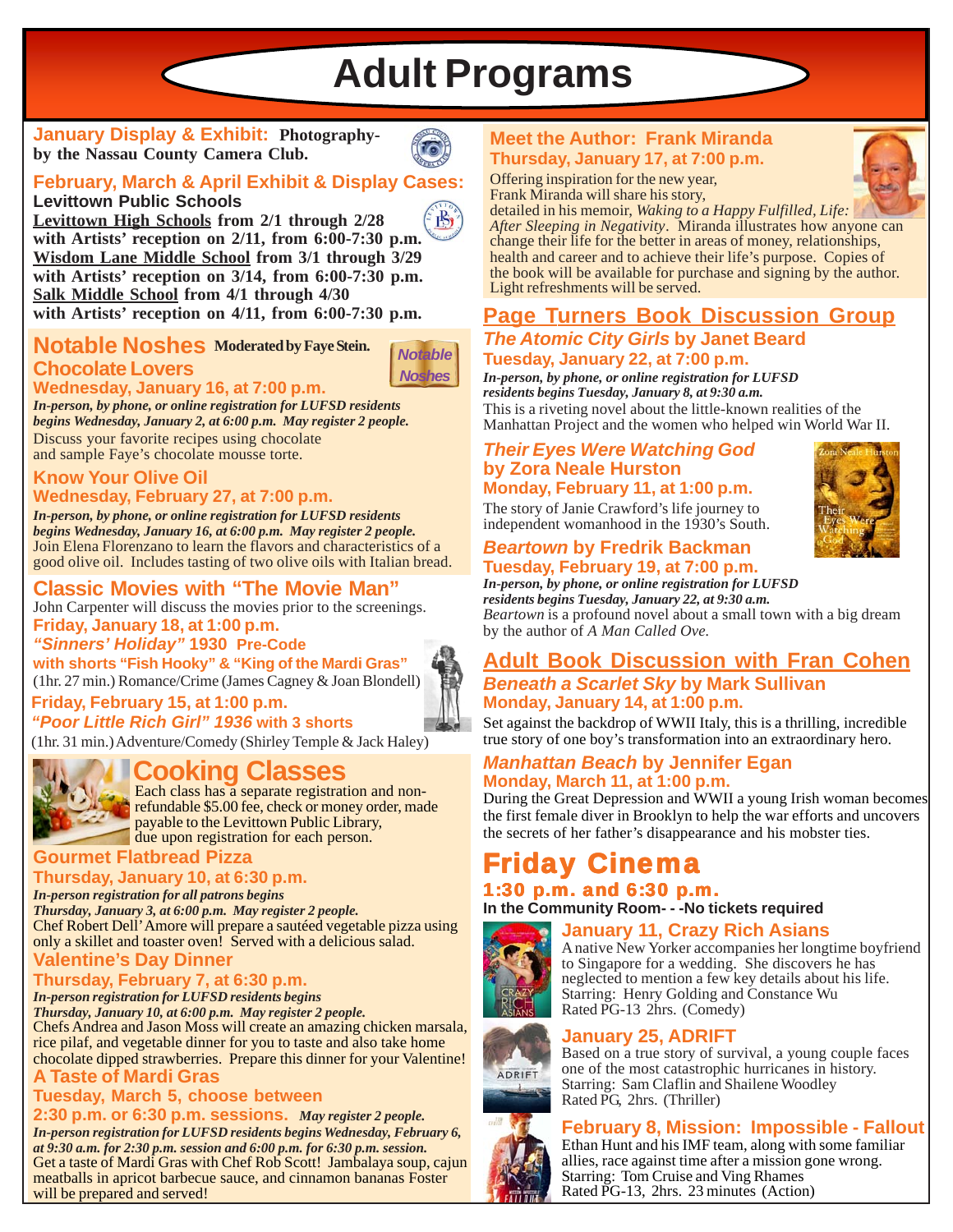# Adult Programs

**January Display & Exhibit:** **Photography- by the Nassau County Camera Club.**

**February, March & April Exhibit & Display Cases:**
**Levittown Public Schools**
**Levittown High Schools from 2/1 through 2/28 with Artists' reception on 2/11, from 6:00-7:30 p.m.**
**Wisdom Lane Middle School from 3/1 through 3/29 with Artists' reception on 3/14, from 6:00-7:30 p.m.**
**Salk Middle School from 4/1 through 4/30 with Artists' reception on 4/11, from 6:00-7:30 p.m.**

## Notable Noshes

**Moderated by Faye Stein.**

### Chocolate Lovers

**Wednesday, January 16, at 7:00 p.m.**

***In-person, by phone, or online registration for LUFSD residents begins Wednesday, January 2, at 6:00 p.m. May register 2 people.***

Discuss your favorite recipes using chocolate and sample Faye's chocolate mousse torte.

### Know Your Olive Oil

**Wednesday, February 27, at 7:00 p.m.**

***In-person, by phone, or online registration for LUFSD residents begins Wednesday, January 16, at 6:00 p.m. May register 2 people.***

Join Elena Florenzano to learn the flavors and characteristics of a good olive oil. Includes tasting of two olive oils with Italian bread.

## Classic Movies with "The Movie Man"

John Carpenter will discuss the movies prior to the screenings.

**Friday, January 18, at 1:00 p.m.**
***"Sinners' Holiday"* 1930 Pre-Code with shorts "Fish Hooky" & "King of the Mardi Gras"**
(1hr. 27 min.) Romance/Crime (James Cagney & Joan Blondell)

**Friday, February 15, at 1:00 p.m.**
***"Poor Little Rich Girl" 1936* with 3 shorts**
(1hr. 31 min.) Adventure/Comedy (Shirley Temple & Jack Haley)

## Cooking Classes

Each class has a separate registration and non-refundable $5.00 fee, check or money order, made payable to the Levittown Public Library, due upon registration for each person.

### Gourmet Flatbread Pizza

**Thursday, January 10, at 6:30 p.m.**

***In-person registration for all patrons begins Thursday, January 3, at 6:00 p.m. May register 2 people.***

Chef Robert Dell'Amore will prepare a sautéed vegetable pizza using only a skillet and toaster oven! Served with a delicious salad.

### Valentine's Day Dinner

**Thursday, February 7, at 6:30 p.m.**

***In-person registration for LUFSD residents begins Thursday, January 10, at 6:00 p.m. May register 2 people.***

Chefs Andrea and Jason Moss will create an amazing chicken marsala, rice pilaf, and vegetable dinner for you to taste and also take home chocolate dipped strawberries. Prepare this dinner for your Valentine!

### A Taste of Mardi Gras

**Tuesday, March 5, choose between 2:30 p.m. or 6:30 p.m. sessions.** ***May register 2 people.***

***In-person registration for LUFSD residents begins Wednesday, February 6, at 9:30 a.m. for 2:30 p.m. session and 6:00 p.m. for 6:30 p.m. session.***

Get a taste of Mardi Gras with Chef Rob Scott! Jambalaya soup, cajun meatballs in apricot barbecue sauce, and cinnamon bananas Foster will be prepared and served!

## Meet the Author: Frank Miranda

**Thursday, January 17, at 7:00 p.m.**

Offering inspiration for the new year, Frank Miranda will share his story, detailed in his memoir, *Waking to a Happy Fulfilled, Life: After Sleeping in Negativity*. Miranda illustrates how anyone can change their life for the better in areas of money, relationships, health and career and to achieve their life's purpose. Copies of the book will be available for purchase and signing by the author. Light refreshments will be served.

## Page Turners Book Discussion Group

### *The Atomic City Girls* by Janet Beard

**Tuesday, January 22, at 7:00 p.m.**

***In-person, by phone, or online registration for LUFSD residents begins Tuesday, January 8, at 9:30 a.m.***

This is a riveting novel about the little-known realities of the Manhattan Project and the women who helped win World War II.

### *Their Eyes Were Watching God* by Zora Neale Hurston

**Monday, February 11, at 1:00 p.m.**

The story of Janie Crawford's life journey to independent womanhood in the 1930's South.

### *Beartown* by Fredrik Backman

**Tuesday, February 19, at 7:00 p.m.**

***In-person, by phone, or online registration for LUFSD residents begins Tuesday, January 22, at 9:30 a.m.***

*Beartown* is a profound novel about a small town with a big dream by the author of *A Man Called Ove.*

## Adult Book Discussion with Fran Cohen

### *Beneath a Scarlet Sky* by Mark Sullivan

**Monday, January 14, at 1:00 p.m.**

Set against the backdrop of WWII Italy, this is a thrilling, incredible true story of one boy's transformation into an extraordinary hero.

### *Manhattan Beach* by Jennifer Egan

**Monday, March 11, at 1:00 p.m.**

During the Great Depression and WWII a young Irish woman becomes the first female diver in Brooklyn to help the war efforts and uncovers the secrets of her father's disappearance and his mobster ties.

## Friday Cinema

**1:30 p.m. and 6:30 p.m.**

**In the Community Room- - -No tickets required**

### January 11, Crazy Rich Asians

A native New Yorker accompanies her longtime boyfriend to Singapore for a wedding. She discovers he has neglected to mention a few key details about his life. Starring: Henry Golding and Constance Wu
Rated PG-13 2hrs. (Comedy)

### January 25, ADRIFT

Based on a true story of survival, a young couple faces one of the most catastrophic hurricanes in history. Starring: Sam Claflin and Shailene Woodley
Rated PG, 2hrs. (Thriller)

### February 8, Mission: Impossible - Fallout

Ethan Hunt and his IMF team, along with some familiar allies, race against time after a mission gone wrong. Starring: Tom Cruise and Ving Rhames
Rated PG-13, 2hrs. 23 minutes (Action)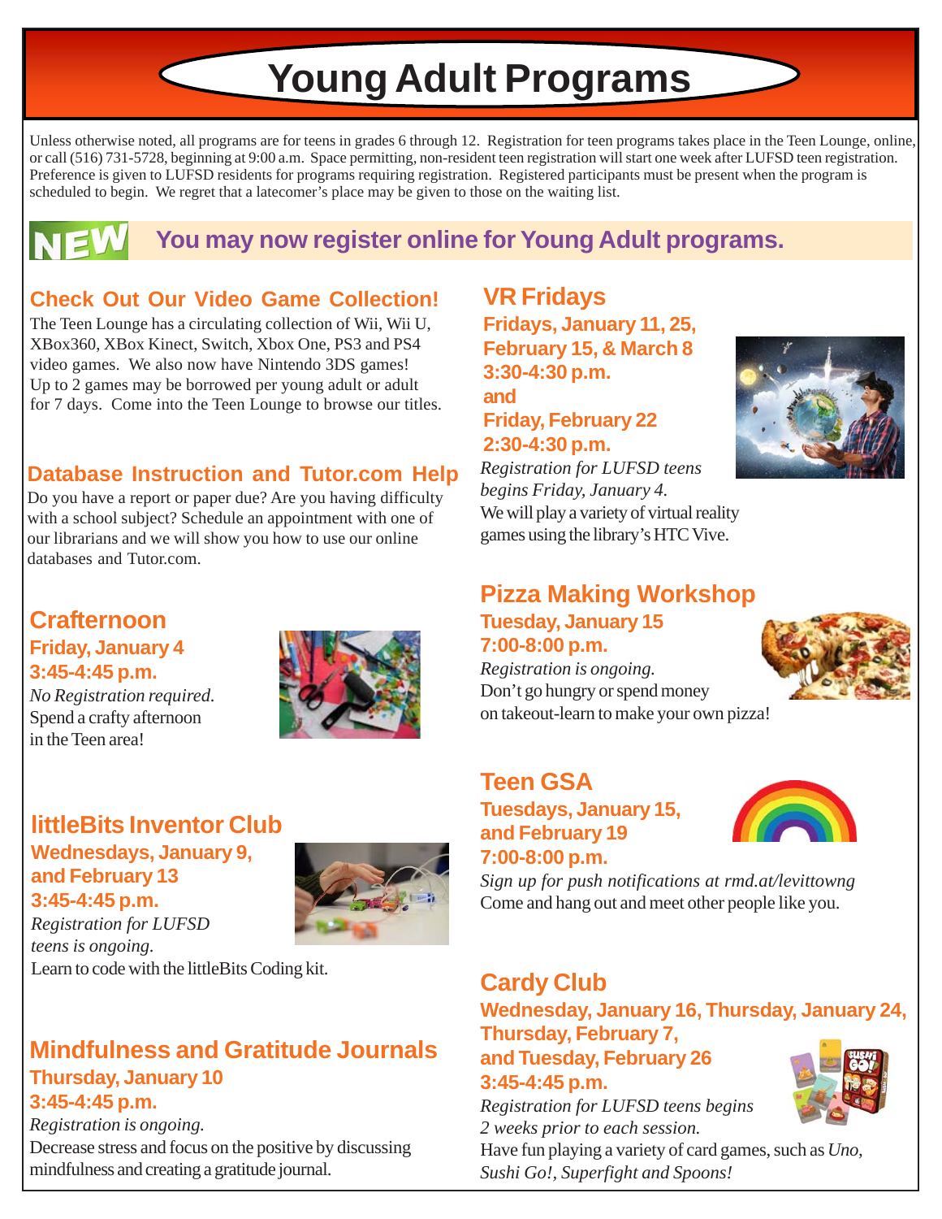# Young Adult Programs

Unless otherwise noted, all programs are for teens in grades 6 through 12. Registration for teen programs takes place in the Teen Lounge, online, or call (516) 731-5728, beginning at 9:00 a.m. Space permitting, non-resident teen registration will start one week after LUFSD teen registration. Preference is given to LUFSD residents for programs requiring registration. Registered participants must be present when the program is scheduled to begin. We regret that a latecomer's place may be given to those on the waiting list.

**NEW** **You may now register online for Young Adult programs.**

## Check Out Our Video Game Collection!

The Teen Lounge has a circulating collection of Wii, Wii U, XBox360, XBox Kinect, Switch, Xbox One, PS3 and PS4 video games. We also now have Nintendo 3DS games! Up to 2 games may be borrowed per young adult or adult for 7 days. Come into the Teen Lounge to browse our titles.

## Database Instruction and Tutor.com Help

Do you have a report or paper due? Are you having difficulty with a school subject? Schedule an appointment with one of our librarians and we will show you how to use our online databases and Tutor.com.

## Crafternoon

**Friday, January 4**
**3:45-4:45 p.m.**

*No Registration required.*
Spend a crafty afternoon in the Teen area!

## littleBits Inventor Club

**Wednesdays, January 9, and February 13**
**3:45-4:45 p.m.**

*Registration for LUFSD teens is ongoing.*
Learn to code with the littleBits Coding kit.

## Mindfulness and Gratitude Journals

**Thursday, January 10**
**3:45-4:45 p.m.**

*Registration is ongoing.*
Decrease stress and focus on the positive by discussing mindfulness and creating a gratitude journal.

## VR Fridays

**Fridays, January 11, 25, February 15, & March 8**
**3:30-4:30 p.m.**
**and**
**Friday, February 22**
**2:30-4:30 p.m.**

*Registration for LUFSD teens begins Friday, January 4.*
We will play a variety of virtual reality games using the library's HTC Vive.

## Pizza Making Workshop

**Tuesday, January 15**
**7:00-8:00 p.m.**

*Registration is ongoing.*
Don't go hungry or spend money on takeout-learn to make your own pizza!

## Teen GSA

**Tuesdays, January 15, and February 19**
**7:00-8:00 p.m.**

*Sign up for push notifications at rmd.at/levittowng*
Come and hang out and meet other people like you.

## Cardy Club

**Wednesday, January 16, Thursday, January 24, Thursday, February 7, and Tuesday, February 26**
**3:45-4:45 p.m.**

*Registration for LUFSD teens begins 2 weeks prior to each session.*
Have fun playing a variety of card games, such as *Uno, Sushi Go!, Superfight and Spoons!*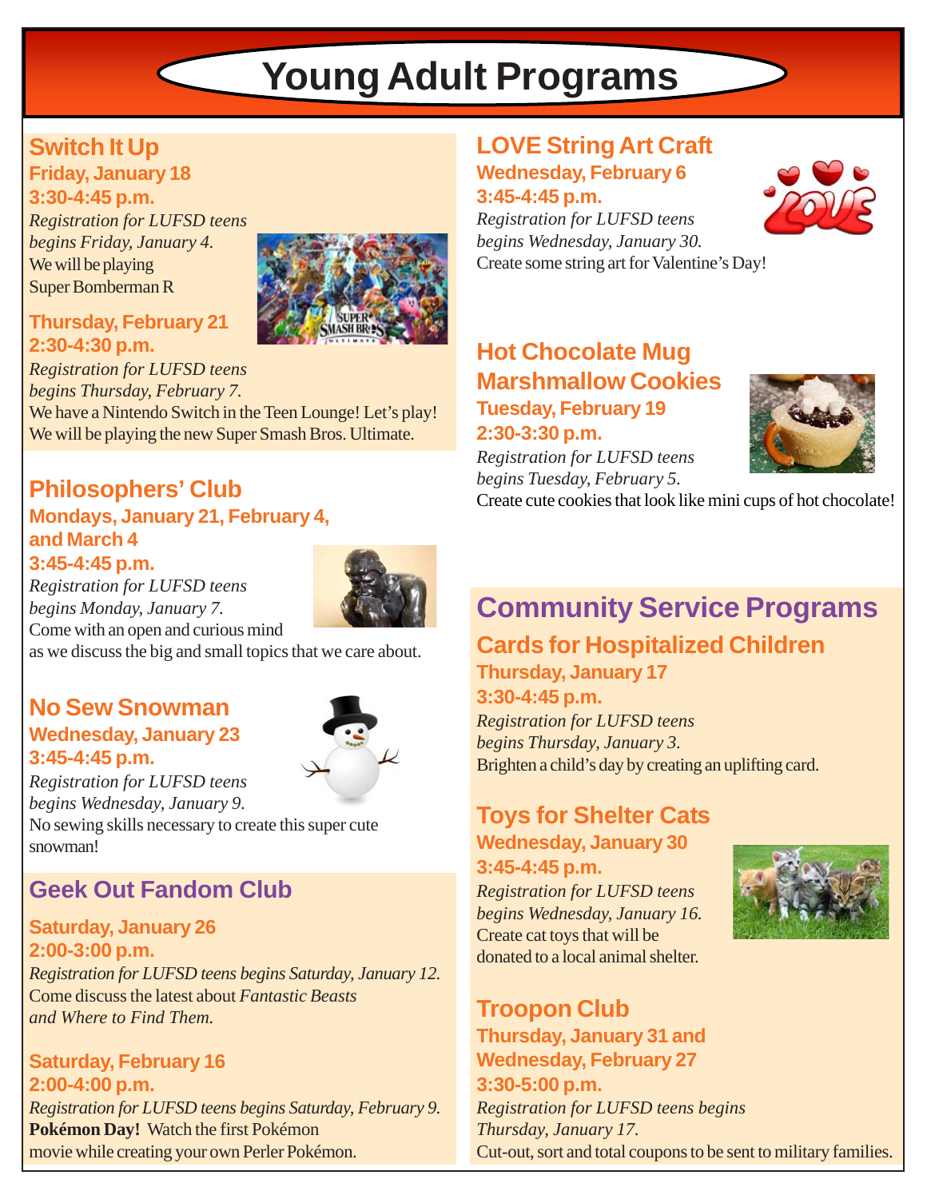# Young Adult Programs

## Switch It Up

**Friday, January 18**
**3:30-4:45 p.m.**

*Registration for LUFSD teens begins Friday, January 4.*
We will be playing Super Bomberman R

**Thursday, February 21**
**2:30-4:30 p.m.**

*Registration for LUFSD teens begins Thursday, February 7.*
We have a Nintendo Switch in the Teen Lounge! Let's play! We will be playing the new Super Smash Bros. Ultimate.

## Philosophers' Club

**Mondays, January 21, February 4, and March 4**
**3:45-4:45 p.m.**

*Registration for LUFSD teens begins Monday, January 7.*
Come with an open and curious mind as we discuss the big and small topics that we care about.

## No Sew Snowman

**Wednesday, January 23**
**3:45-4:45 p.m.**

*Registration for LUFSD teens begins Wednesday, January 9.*
No sewing skills necessary to create this super cute snowman!

## Geek Out Fandom Club

**Saturday, January 26**
**2:00-3:00 p.m.**

*Registration for LUFSD teens begins Saturday, January 12.*
Come discuss the latest about *Fantastic Beasts and Where to Find Them.*

**Saturday, February 16**
**2:00-4:00 p.m.**

*Registration for LUFSD teens begins Saturday, February 9.*
**Pokémon Day!** Watch the first Pokémon movie while creating your own Perler Pokémon.

## LOVE String Art Craft

**Wednesday, February 6**
**3:45-4:45 p.m.**

*Registration for LUFSD teens begins Wednesday, January 30.*
Create some string art for Valentine's Day!

## Hot Chocolate Mug Marshmallow Cookies

**Tuesday, February 19**
**2:30-3:30 p.m.**

*Registration for LUFSD teens begins Tuesday, February 5.*
Create cute cookies that look like mini cups of hot chocolate!

# Community Service Programs

## Cards for Hospitalized Children

**Thursday, January 17**
**3:30-4:45 p.m.**

*Registration for LUFSD teens begins Thursday, January 3.*
Brighten a child's day by creating an uplifting card.

## Toys for Shelter Cats

**Wednesday, January 30**
**3:45-4:45 p.m.**

*Registration for LUFSD teens begins Wednesday, January 16.*
Create cat toys that will be donated to a local animal shelter.

## Troopon Club

**Thursday, January 31 and Wednesday, February 27**
**3:30-5:00 p.m.**

*Registration for LUFSD teens begins Thursday, January 17.*
Cut-out, sort and total coupons to be sent to military families.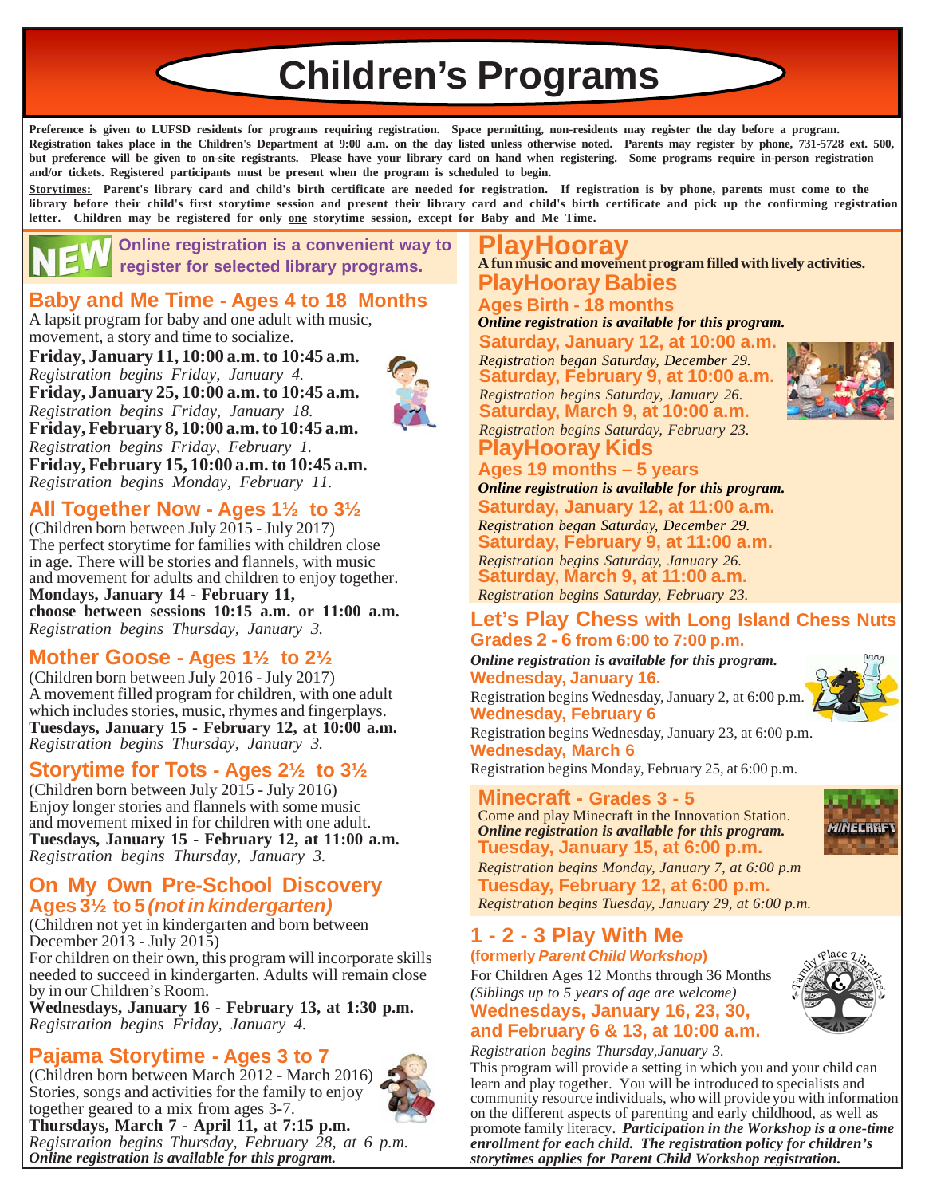# Children's Programs

**Preference is given to LUFSD residents for programs requiring registration. Space permitting, non-residents may register the day before a program. Registration takes place in the Children's Department at 9:00 a.m. on the day listed unless otherwise noted. Parents may register by phone, 731-5728 ext. 500, but preference will be given to on-site registrants. Please have your library card on hand when registering. Some programs require in-person registration and/or tickets. Registered participants must be present when the program is scheduled to begin.**

**Storytimes:** **Parent's library card and child's birth certificate are needed for registration. If registration is by phone, parents must come to the library before their child's first storytime session and present their library card and child's birth certificate and pick up the confirming registration letter. Children may be registered for only one storytime session, except for Baby and Me Time.**

**NEW Online registration is a convenient way to register for selected library programs.**

## Baby and Me Time - Ages 4 to 18 Months

A lapsit program for baby and one adult with music, movement, a story and time to socialize.

**Friday, January 11, 10:00 a.m. to 10:45 a.m.**
*Registration begins Friday, January 4.*
**Friday, January 25, 10:00 a.m. to 10:45 a.m.**
*Registration begins Friday, January 18.*
**Friday, February 8, 10:00 a.m. to 10:45 a.m.**
*Registration begins Friday, February 1.*
**Friday, February 15, 10:00 a.m. to 10:45 a.m.**
*Registration begins Monday, February 11.*

## All Together Now - Ages 1½ to 3½

(Children born between July 2015 - July 2017)
The perfect storytime for families with children close in age. There will be stories and flannels, with music and movement for adults and children to enjoy together.
**Mondays, January 14 - February 11, choose between sessions 10:15 a.m. or 11:00 a.m.**
*Registration begins Thursday, January 3.*

## Mother Goose - Ages 1½ to 2½

(Children born between July 2016 - July 2017)
A movement filled program for children, with one adult which includes stories, music, rhymes and fingerplays.
**Tuesdays, January 15 - February 12, at 10:00 a.m.**
*Registration begins Thursday, January 3.*

## Storytime for Tots - Ages 2½ to 3½

(Children born between July 2015 - July 2016)
Enjoy longer stories and flannels with some music and movement mixed in for children with one adult.
**Tuesdays, January 15 - February 12, at 11:00 a.m.**
*Registration begins Thursday, January 3.*

## On My Own Pre-School Discovery Ages 3½ to 5 *(not in kindergarten)*

(Children not yet in kindergarten and born between December 2013 - July 2015)
For children on their own, this program will incorporate skills needed to succeed in kindergarten. Adults will remain close by in our Children's Room.
**Wednesdays, January 16 - February 13, at 1:30 p.m.**
*Registration begins Friday, January 4.*

## Pajama Storytime - Ages 3 to 7

(Children born between March 2012 - March 2016)
Stories, songs and activities for the family to enjoy together geared to a mix from ages 3-7.
**Thursdays, March 7 - April 11, at 7:15 p.m.**
*Registration begins Thursday, February 28, at 6 p.m.*
***Online registration is available for this program.***

## PlayHooray

**A fun music and movement program filled with lively activities.**

### PlayHooray Babies

**Ages Birth - 18 months**
***Online registration is available for this program.***

**Saturday, January 12, at 10:00 a.m.**
*Registration began Saturday, December 29.*
**Saturday, February 9, at 10:00 a.m.**
*Registration begins Saturday, January 26.*
**Saturday, March 9, at 10:00 a.m.**
*Registration begins Saturday, February 23.*

### PlayHooray Kids

**Ages 19 months – 5 years**
***Online registration is available for this program.***

**Saturday, January 12, at 11:00 a.m.**
*Registration began Saturday, December 29.*
**Saturday, February 9, at 11:00 a.m.**
*Registration begins Saturday, January 26.*
**Saturday, March 9, at 11:00 a.m.**
*Registration begins Saturday, February 23.*

## Let's Play Chess with Long Island Chess Nuts

**Grades 2 - 6 from 6:00 to 7:00 p.m.**
***Online registration is available for this program.***

**Wednesday, January 16.**
Registration begins Wednesday, January 2, at 6:00 p.m.
**Wednesday, February 6**
Registration begins Wednesday, January 23, at 6:00 p.m.
**Wednesday, March 6**
Registration begins Monday, February 25, at 6:00 p.m.

## Minecraft - Grades 3 - 5

Come and play Minecraft in the Innovation Station.
***Online registration is available for this program.***
**Tuesday, January 15, at 6:00 p.m.**
*Registration begins Monday, January 7, at 6:00 p.m*
**Tuesday, February 12, at 6:00 p.m.**
*Registration begins Tuesday, January 29, at 6:00 p.m.*

## 1 - 2 - 3 Play With Me

**(formerly *Parent Child Workshop*)**

For Children Ages 12 Months through 36 Months
*(Siblings up to 5 years of age are welcome)*
**Wednesdays, January 16, 23, 30, and February 6 & 13, at 10:00 a.m.**
*Registration begins Thursday,January 3.*

This program will provide a setting in which you and your child can learn and play together. You will be introduced to specialists and community resource individuals, who will provide you with information on the different aspects of parenting and early childhood, as well as promote family literacy. ***Participation in the Workshop is a one-time enrollment for each child. The registration policy for children's storytimes applies for Parent Child Workshop registration.***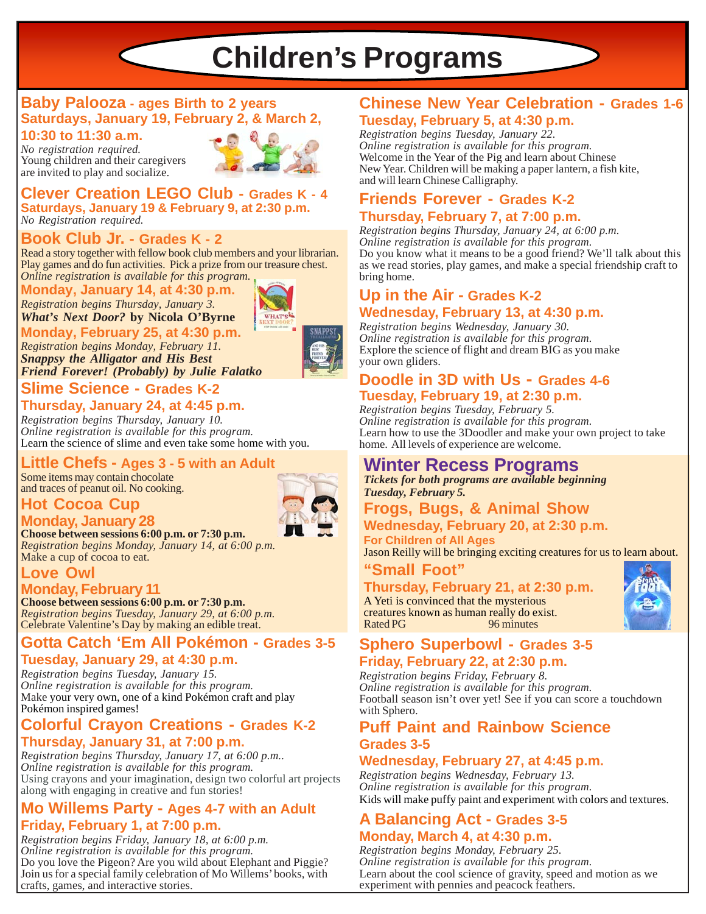# Children's Programs

## Baby Palooza - ages Birth to 2 years

**Saturdays, January 19, February 2, & March 2, 10:30 to 11:30 a.m.**

*No registration required.*
Young children and their caregivers are invited to play and socialize.

## Clever Creation LEGO Club - Grades K - 4

**Saturdays, January 19 & February 9, at 2:30 p.m.**

*No Registration required.*

## Book Club Jr. - Grades K - 2

Read a story together with fellow book club members and your librarian. Play games and do fun activities. Pick a prize from our treasure chest.
*Online registration is available for this program.*

**Monday, January 14, at 4:30 p.m.**

*Registration begins Thursday, January 3.*
***What's Next Door?* by Nicola O'Byrne**

**Monday, February 25, at 4:30 p.m.**

*Registration begins Monday, February 11.*
***Snappsy the Alligator and His Best Friend Forever! (Probably) by Julie Falatko***

## Slime Science - Grades K-2

**Thursday, January 24, at 4:45 p.m.**

*Registration begins Thursday, January 10.*
*Online registration is available for this program.*
Learn the science of slime and even take some home with you.

## Little Chefs - Ages 3 - 5 with an Adult

Some items may contain chocolate and traces of peanut oil. No cooking.

### Hot Cocoa Cup

**Monday, January 28**

**Choose between sessions 6:00 p.m. or 7:30 p.m.**
*Registration begins Monday, January 14, at 6:00 p.m.*
Make a cup of cocoa to eat.

### Love Owl

**Monday, February 11**

**Choose between sessions 6:00 p.m. or 7:30 p.m.**
*Registration begins Tuesday, January 29, at 6:00 p.m.*
Celebrate Valentine's Day by making an edible treat.

## Gotta Catch 'Em All Pokémon - Grades 3-5

**Tuesday, January 29, at 4:30 p.m.**

*Registration begins Tuesday, January 15.*
*Online registration is available for this program.*
Make your very own, one of a kind Pokémon craft and play Pokémon inspired games!

## Colorful Crayon Creations - Grades K-2

**Thursday, January 31, at 7:00 p.m.**

*Registration begins Thursday, January 17, at 6:00 p.m..*
*Online registration is available for this program.*
Using crayons and your imagination, design two colorful art projects along with engaging in creative and fun stories!

## Mo Willems Party - Ages 4-7 with an Adult

**Friday, February 1, at 7:00 p.m.**

*Registration begins Friday, January 18, at 6:00 p.m.*
*Online registration is available for this program.*
Do you love the Pigeon? Are you wild about Elephant and Piggie? Join us for a special family celebration of Mo Willems' books, with crafts, games, and interactive stories.

## Chinese New Year Celebration - Grades 1-6

**Tuesday, February 5, at 4:30 p.m.**

*Registration begins Tuesday, January 22.*
*Online registration is available for this program.*
Welcome in the Year of the Pig and learn about Chinese New Year. Children will be making a paper lantern, a fish kite, and will learn Chinese Calligraphy.

## Friends Forever - Grades K-2

**Thursday, February 7, at 7:00 p.m.**

*Registration begins Thursday, January 24, at 6:00 p.m.*
*Online registration is available for this program.*
Do you know what it means to be a good friend? We'll talk about this as we read stories, play games, and make a special friendship craft to bring home.

## Up in the Air - Grades K-2

**Wednesday, February 13, at 4:30 p.m.**

*Registration begins Wednesday, January 30.*
*Online registration is available for this program.*
Explore the science of flight and dream BIG as you make your own gliders.

## Doodle in 3D with Us - Grades 4-6

**Tuesday, February 19, at 2:30 p.m.**

*Registration begins Tuesday, February 5.*
*Online registration is available for this program.*
Learn how to use the 3Doodler and make your own project to take home. All levels of experience are welcome.

## Winter Recess Programs

***Tickets for both programs are available beginning Tuesday, February 5.***

### Frogs, Bugs, & Animal Show

**Wednesday, February 20, at 2:30 p.m.**

**For Children of All Ages**

Jason Reilly will be bringing exciting creatures for us to learn about.

### "Small Foot"

**Thursday, February 21, at 2:30 p.m.**

A Yeti is convinced that the mysterious creatures known as human really do exist.
Rated PG 96 minutes

## Sphero Superbowl - Grades 3-5

**Friday, February 22, at 2:30 p.m.**

*Registration begins Friday, February 8.*
*Online registration is available for this program.*
Football season isn't over yet! See if you can score a touchdown with Sphero.

## Puff Paint and Rainbow Science Grades 3-5

**Wednesday, February 27, at 4:45 p.m.**

*Registration begins Wednesday, February 13.*
*Online registration is available for this program.*
Kids will make puffy paint and experiment with colors and textures.

## A Balancing Act - Grades 3-5

**Monday, March 4, at 4:30 p.m.**

*Registration begins Monday, February 25.*
*Online registration is available for this program.*
Learn about the cool science of gravity, speed and motion as we experiment with pennies and peacock feathers.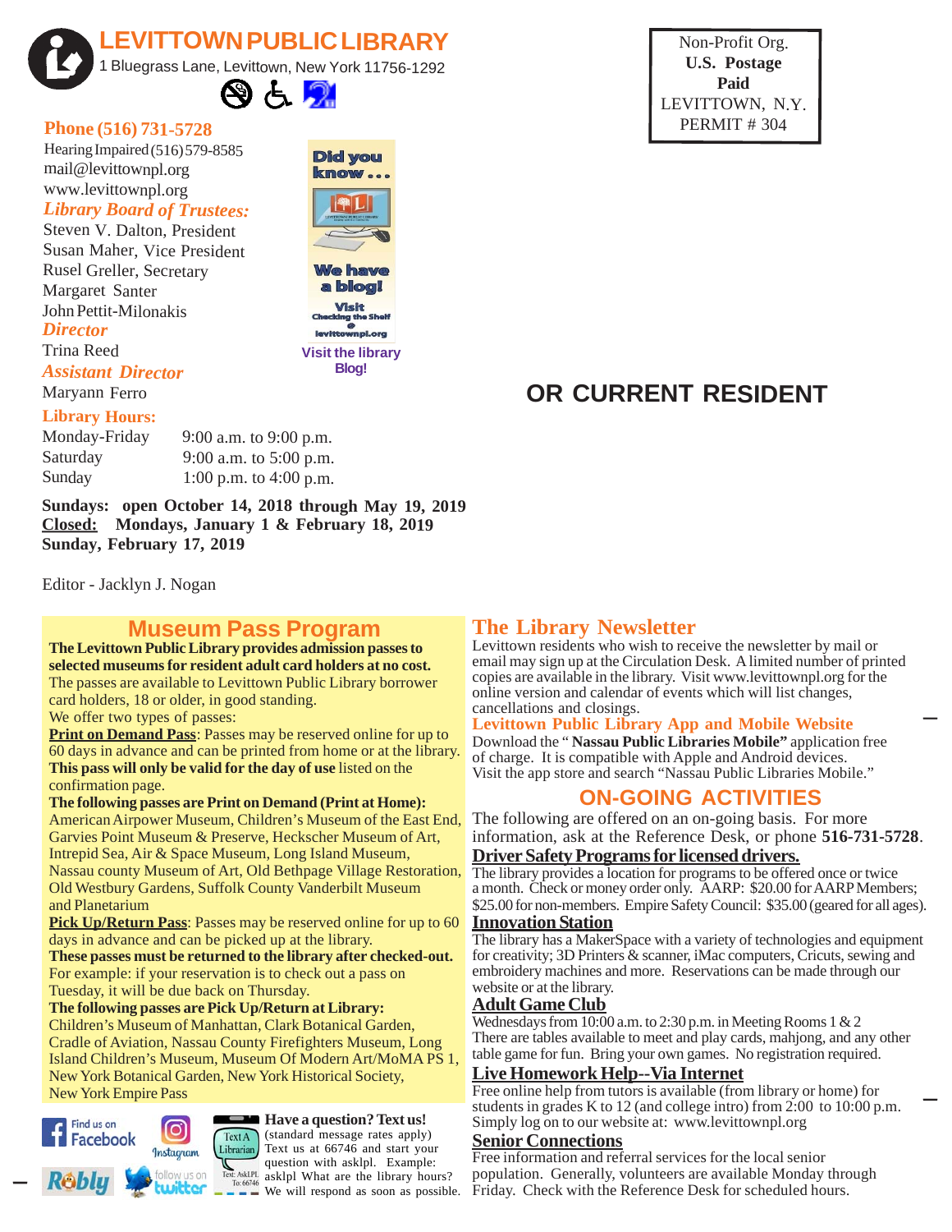# LEVITTOWN PUBLIC LIBRARY

1 Bluegrass Lane, Levittown, New York 11756-1292

Non-Profit Org.
**U.S. Postage Paid**
LEVITTOWN, N.Y.
PERMIT # 304

**Phone (516) 731-5728**
Hearing Impaired (516) 579-8585
mail@levittownpl.org
www.levittownpl.org

***Library Board of Trustees:***
Steven V. Dalton, President
Susan Maher, Vice President
Rusel Greller, Secretary
Margaret Santer
John Pettit-Milonakis

***Director***
Trina Reed

***Assistant Director***
Maryann Ferro

**Did you know . . .**
**We have a blog!**
**Visit Checking the Shelf @ levittownpl.org**
**Visit the library Blog!**

**OR CURRENT RESIDENT**

**Library Hours:**

| | |
|---|---|
| Monday-Friday | 9:00 a.m. to 9:00 p.m. |
| Saturday | 9:00 a.m. to 5:00 p.m. |
| Sunday | 1:00 p.m. to 4:00 p.m. |

**Sundays: open October 14, 2018 through May 19, 2019**
**__Closed:__ Mondays, January 1 & February 18, 2019**
**Sunday, February 17, 2019**

Editor - Jacklyn J. Nogan

## Museum Pass Program

**The Levittown Public Library provides admission passes to selected museums for resident adult card holders at no cost.** The passes are available to Levittown Public Library borrower card holders, 18 or older, in good standing.

We offer two types of passes:

**__Print on Demand Pass__**: Passes may be reserved online for up to 60 days in advance and can be printed from home or at the library. **This pass will only be valid for the day of use** listed on the confirmation page.

**The following passes are Print on Demand (Print at Home):** American Airpower Museum, Children's Museum of the East End, Garvies Point Museum & Preserve, Heckscher Museum of Art, Intrepid Sea, Air & Space Museum, Long Island Museum, Nassau county Museum of Art, Old Bethpage Village Restoration, Old Westbury Gardens, Suffolk County Vanderbilt Museum and Planetarium

**__Pick Up/Return Pass__**: Passes may be reserved online for up to 60 days in advance and can be picked up at the library. **These passes must be returned to the library after checked-out.** For example: if your reservation is to check out a pass on Tuesday, it will be due back on Thursday.

**The following passes are Pick Up/Return at Library:** Children's Museum of Manhattan, Clark Botanical Garden, Cradle of Aviation, Nassau County Firefighters Museum, Long Island Children's Museum, Museum Of Modern Art/MoMA PS 1, New York Botanical Garden, New York Historical Society, New York Empire Pass

Find us on Facebook | Instagram | Robly | follow us on twitter

**Have a question? Text us!** (standard message rates apply) Text us at 66746 and start your question with asklpl. Example: asklpl What are the library hours? We will respond as soon as possible.

## The Library Newsletter

Levittown residents who wish to receive the newsletter by mail or email may sign up at the Circulation Desk. A limited number of printed copies are available in the library. Visit www.levittownpl.org for the online version and calendar of events which will list changes, cancellations and closings.

### Levittown Public Library App and Mobile Website

Download the "**Nassau Public Libraries Mobile"** application free of charge. It is compatible with Apple and Android devices. Visit the app store and search "Nassau Public Libraries Mobile."

## ON-GOING ACTIVITIES

The following are offered on an on-going basis. For more information, ask at the Reference Desk, or phone **516-731-5728**.

**__Driver Safety Programs for licensed drivers.__**
The library provides a location for programs to be offered once or twice a month. Check or money order only. AARP: $20.00 for AARP Members; $25.00 for non-members. Empire Safety Council: $35.00 (geared for all ages).

**__Innovation Station__**
The library has a MakerSpace with a variety of technologies and equipment for creativity; 3D Printers & scanner, iMac computers, Cricuts, sewing and embroidery machines and more. Reservations can be made through our website or at the library.

**__Adult Game Club__**
Wednesdays from 10:00 a.m. to 2:30 p.m. in Meeting Rooms 1 & 2
There are tables available to meet and play cards, mahjong, and any other table game for fun. Bring your own games. No registration required.

**__Live Homework Help--Via Internet__**
Free online help from tutors is available (from library or home) for students in grades K to 12 (and college intro) from 2:00 to 10:00 p.m. Simply log on to our website at: www.levittownpl.org

**__Senior Connections__**
Free information and referral services for the local senior population. Generally, volunteers are available Monday through Friday. Check with the Reference Desk for scheduled hours.